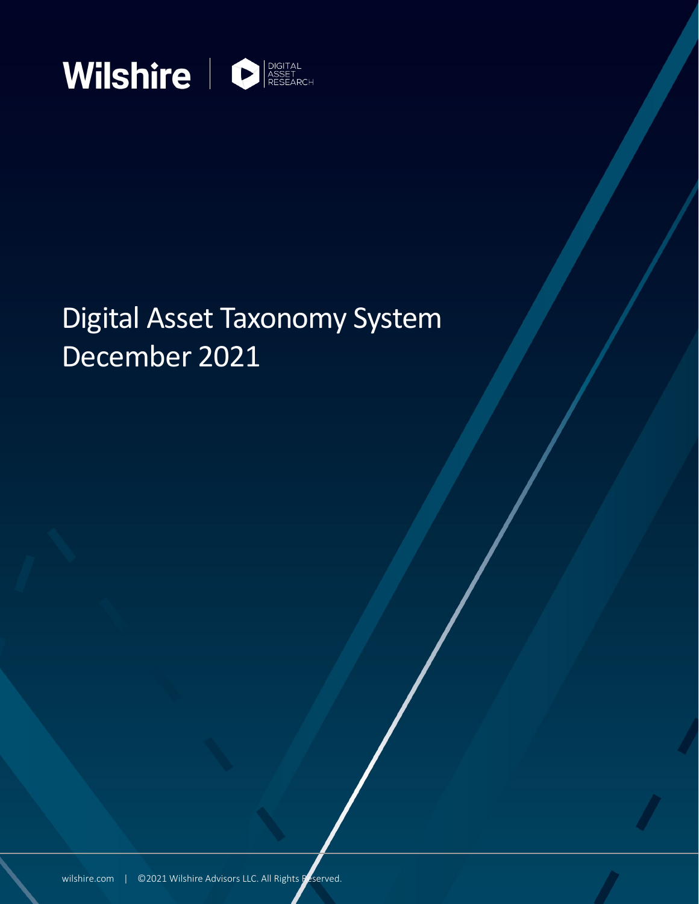Wilshire | DIGITAL ASSET RESEARCH

# Digital Asset Taxonomy System
# December 2021

wilshire.com | ©2021 Wilshire Advisors LLC. All Rights Reserved.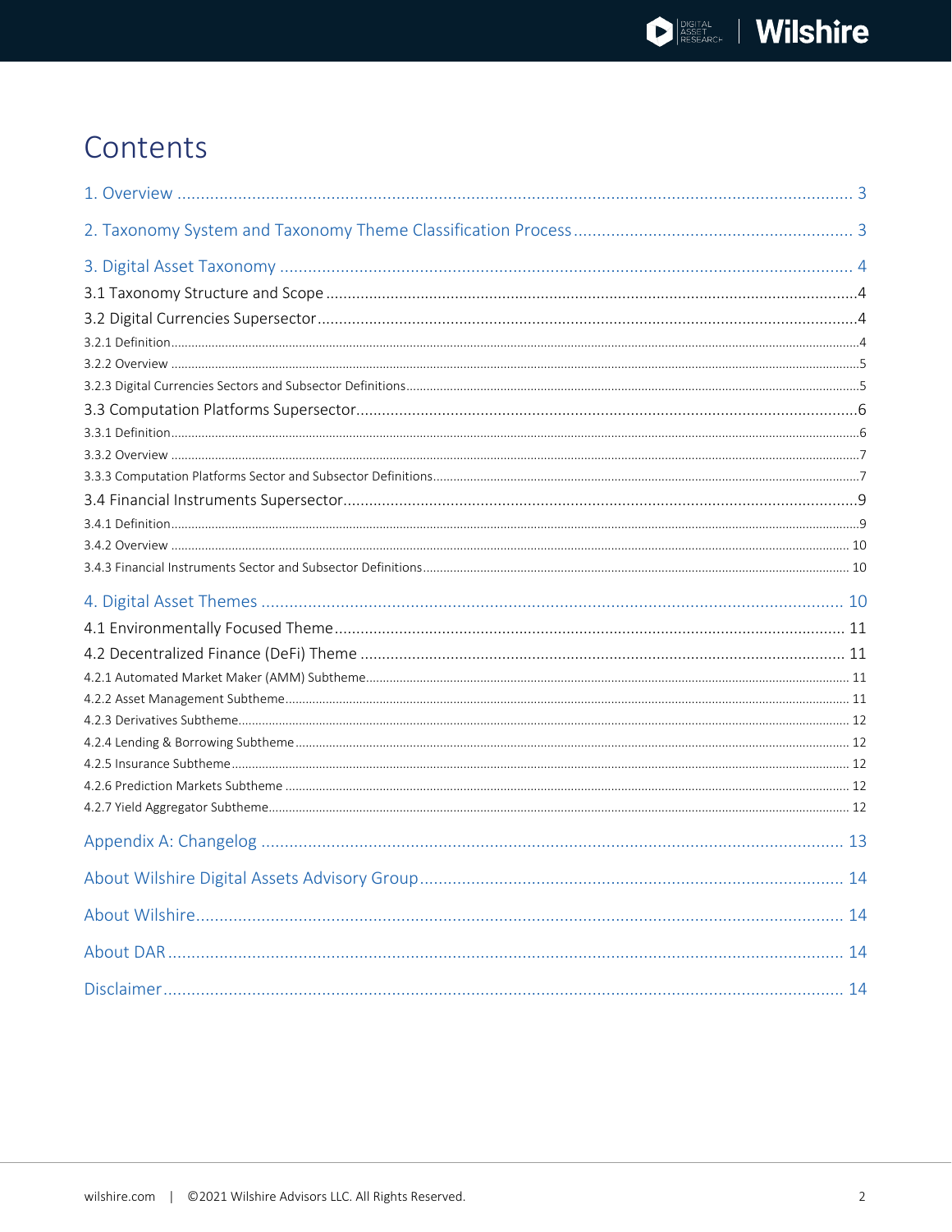# Contents

1. Overview ..... 3

2. Taxonomy System and Taxonomy Theme Classification Process ..... 3

3. Digital Asset Taxonomy ..... 4

- 3.1 Taxonomy Structure and Scope ..... 4
- 3.2 Digital Currencies Supersector ..... 4
  - 3.2.1 Definition ..... 4
  - 3.2.2 Overview ..... 5
  - 3.2.3 Digital Currencies Sectors and Subsector Definitions ..... 5
- 3.3 Computation Platforms Supersector ..... 6
  - 3.3.1 Definition ..... 6
  - 3.3.2 Overview ..... 7
  - 3.3.3 Computation Platforms Sector and Subsector Definitions ..... 7
- 3.4 Financial Instruments Supersector ..... 9
  - 3.4.1 Definition ..... 9
  - 3.4.2 Overview ..... 10
  - 3.4.3 Financial Instruments Sector and Subsector Definitions ..... 10

4. Digital Asset Themes ..... 10

- 4.1 Environmentally Focused Theme ..... 11
- 4.2 Decentralized Finance (DeFi) Theme ..... 11
  - 4.2.1 Automated Market Maker (AMM) Subtheme ..... 11
  - 4.2.2 Asset Management Subtheme ..... 11
  - 4.2.3 Derivatives Subtheme ..... 12
  - 4.2.4 Lending & Borrowing Subtheme ..... 12
  - 4.2.5 Insurance Subtheme ..... 12
  - 4.2.6 Prediction Markets Subtheme ..... 12
  - 4.2.7 Yield Aggregator Subtheme ..... 12

Appendix A: Changelog ..... 13

About Wilshire Digital Assets Advisory Group ..... 14

About Wilshire ..... 14

About DAR ..... 14

Disclaimer ..... 14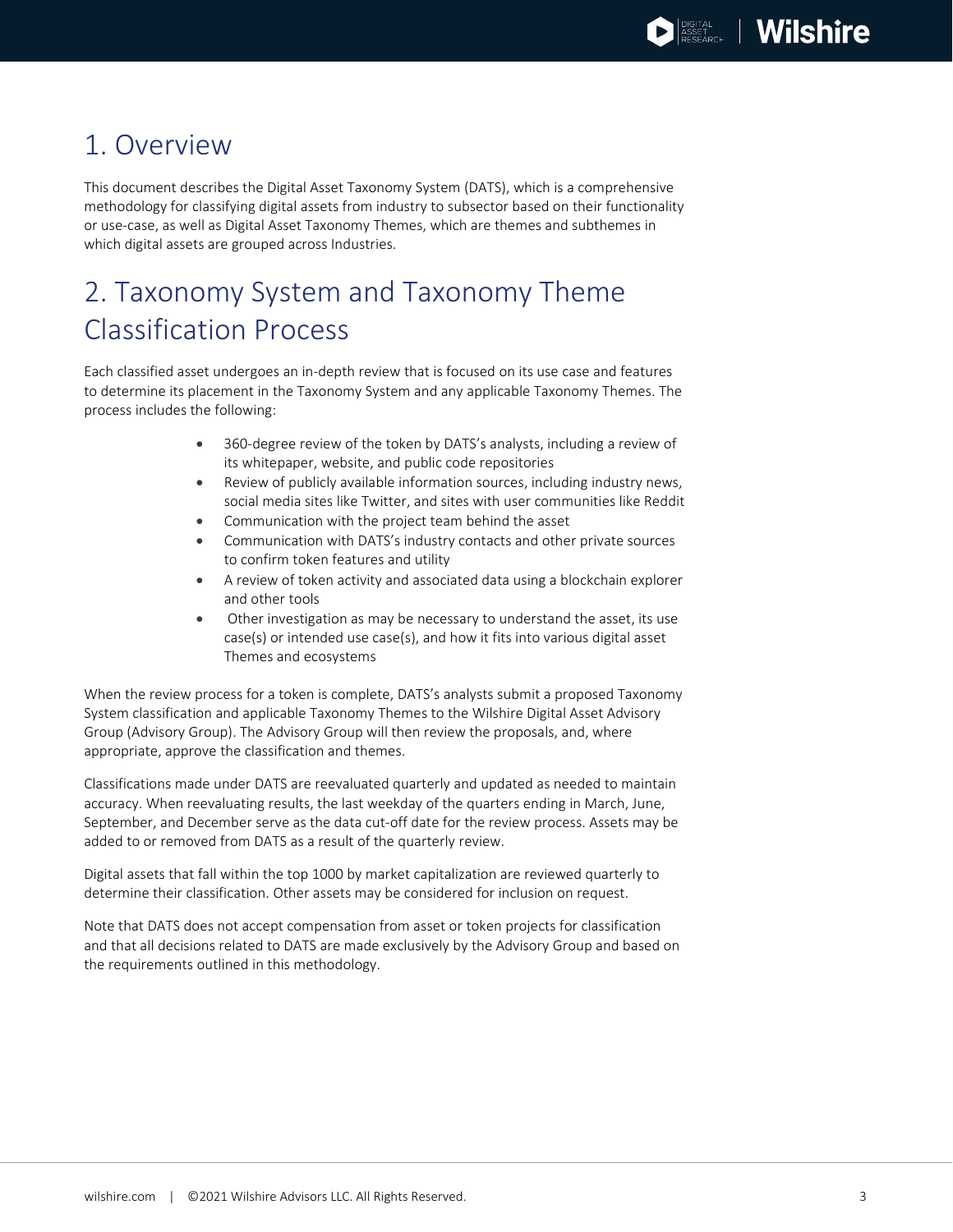# 1. Overview

This document describes the Digital Asset Taxonomy System (DATS), which is a comprehensive methodology for classifying digital assets from industry to subsector based on their functionality or use-case, as well as Digital Asset Taxonomy Themes, which are themes and subthemes in which digital assets are grouped across Industries.

# 2. Taxonomy System and Taxonomy Theme Classification Process

Each classified asset undergoes an in-depth review that is focused on its use case and features to determine its placement in the Taxonomy System and any applicable Taxonomy Themes. The process includes the following:

- 360-degree review of the token by DATS's analysts, including a review of its whitepaper, website, and public code repositories
- Review of publicly available information sources, including industry news, social media sites like Twitter, and sites with user communities like Reddit
- Communication with the project team behind the asset
- Communication with DATS's industry contacts and other private sources to confirm token features and utility
- A review of token activity and associated data using a blockchain explorer and other tools
- Other investigation as may be necessary to understand the asset, its use case(s) or intended use case(s), and how it fits into various digital asset Themes and ecosystems

When the review process for a token is complete, DATS's analysts submit a proposed Taxonomy System classification and applicable Taxonomy Themes to the Wilshire Digital Asset Advisory Group (Advisory Group). The Advisory Group will then review the proposals, and, where appropriate, approve the classification and themes.

Classifications made under DATS are reevaluated quarterly and updated as needed to maintain accuracy. When reevaluating results, the last weekday of the quarters ending in March, June, September, and December serve as the data cut-off date for the review process. Assets may be added to or removed from DATS as a result of the quarterly review.

Digital assets that fall within the top 1000 by market capitalization are reviewed quarterly to determine their classification. Other assets may be considered for inclusion on request.

Note that DATS does not accept compensation from asset or token projects for classification and that all decisions related to DATS are made exclusively by the Advisory Group and based on the requirements outlined in this methodology.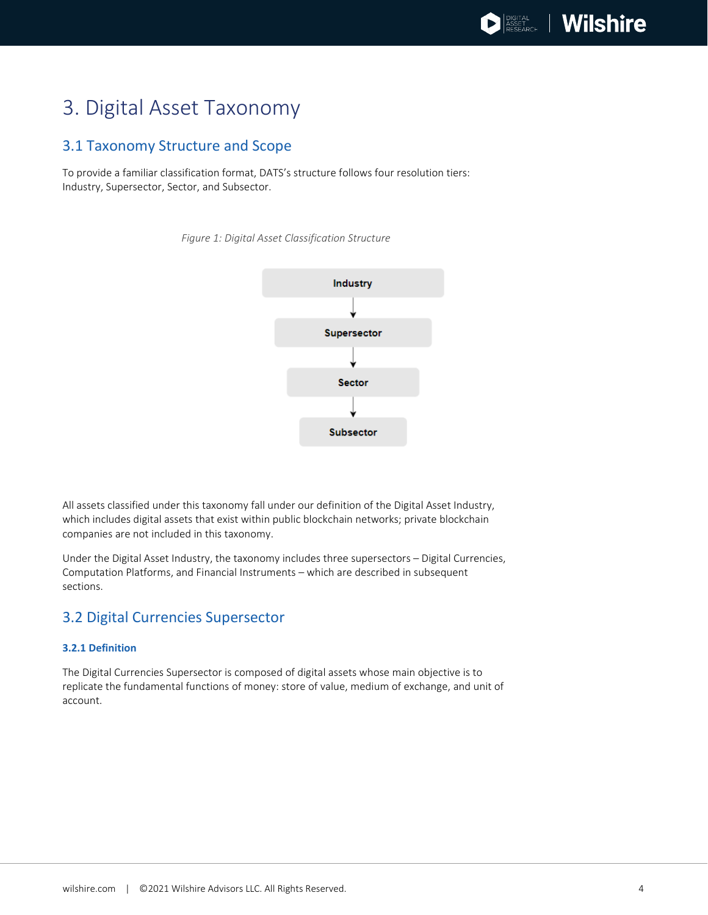# 3. Digital Asset Taxonomy

## 3.1 Taxonomy Structure and Scope

To provide a familiar classification format, DATS's structure follows four resolution tiers: Industry, Supersector, Sector, and Subsector.

*Figure 1: Digital Asset Classification Structure*

Industry → Supersector → Sector → Subsector

All assets classified under this taxonomy fall under our definition of the Digital Asset Industry, which includes digital assets that exist within public blockchain networks; private blockchain companies are not included in this taxonomy.

Under the Digital Asset Industry, the taxonomy includes three supersectors – Digital Currencies, Computation Platforms, and Financial Instruments – which are described in subsequent sections.

## 3.2 Digital Currencies Supersector

### 3.2.1 Definition

The Digital Currencies Supersector is composed of digital assets whose main objective is to replicate the fundamental functions of money: store of value, medium of exchange, and unit of account.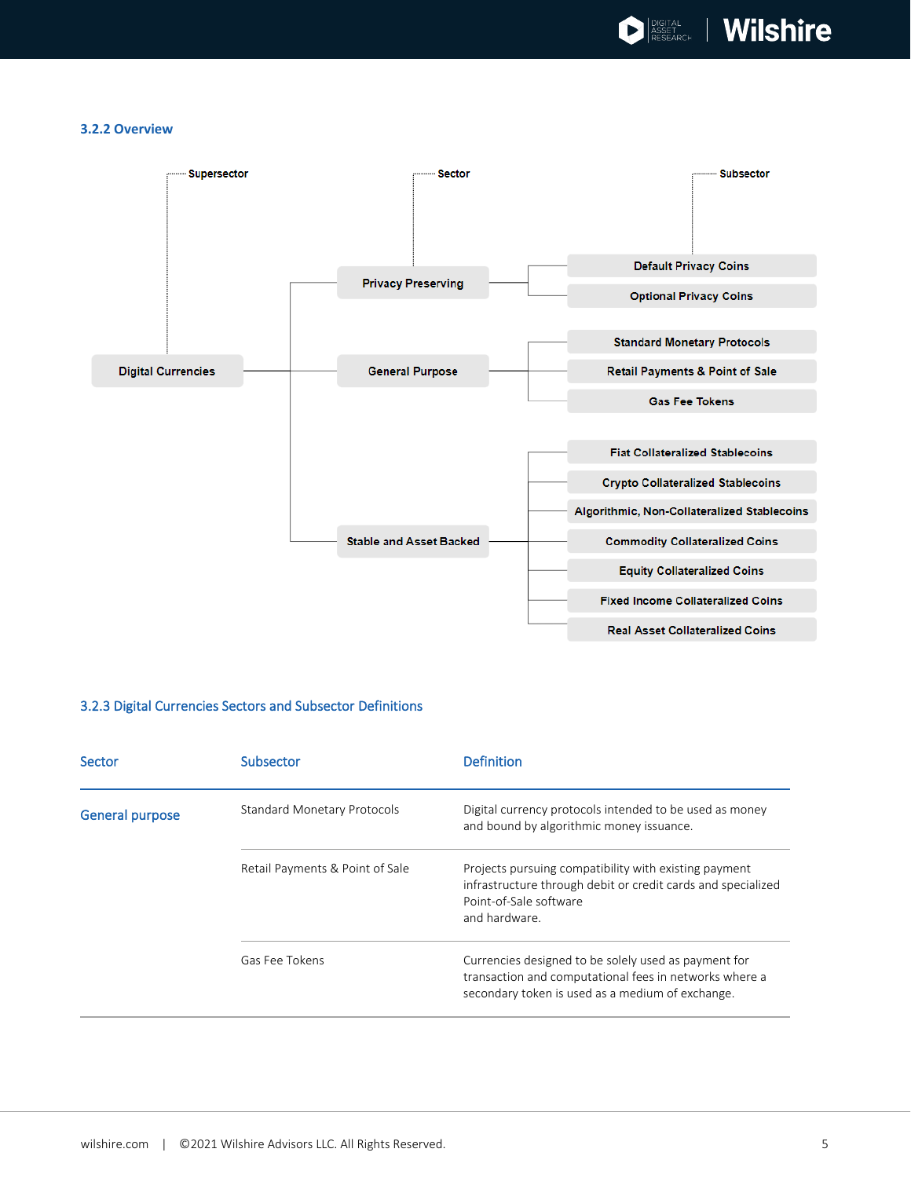### 3.2.2 Overview

- **Supersector:** Digital Currencies
  - **Sector:** Privacy Preserving
    - **Subsector:** Default Privacy Coins
    - Optional Privacy Coins
  - **Sector:** General Purpose
    - Standard Monetary Protocols
    - Retail Payments & Point of Sale
    - Gas Fee Tokens
  - **Sector:** Stable and Asset Backed
    - Fiat Collateralized Stablecoins
    - Crypto Collateralized Stablecoins
    - Algorithmic, Non-Collateralized Stablecoins
    - Commodity Collateralized Coins
    - Equity Collateralized Coins
    - Fixed Income Collateralized Coins
    - Real Asset Collateralized Coins

### 3.2.3 Digital Currencies Sectors and Subsector Definitions

| Sector | Subsector | Definition |
|---|---|---|
| General purpose | Standard Monetary Protocols | Digital currency protocols intended to be used as money and bound by algorithmic money issuance. |
| | Retail Payments & Point of Sale | Projects pursuing compatibility with existing payment infrastructure through debit or credit cards and specialized Point-of-Sale software and hardware. |
| | Gas Fee Tokens | Currencies designed to be solely used as payment for transaction and computational fees in networks where a secondary token is used as a medium of exchange. |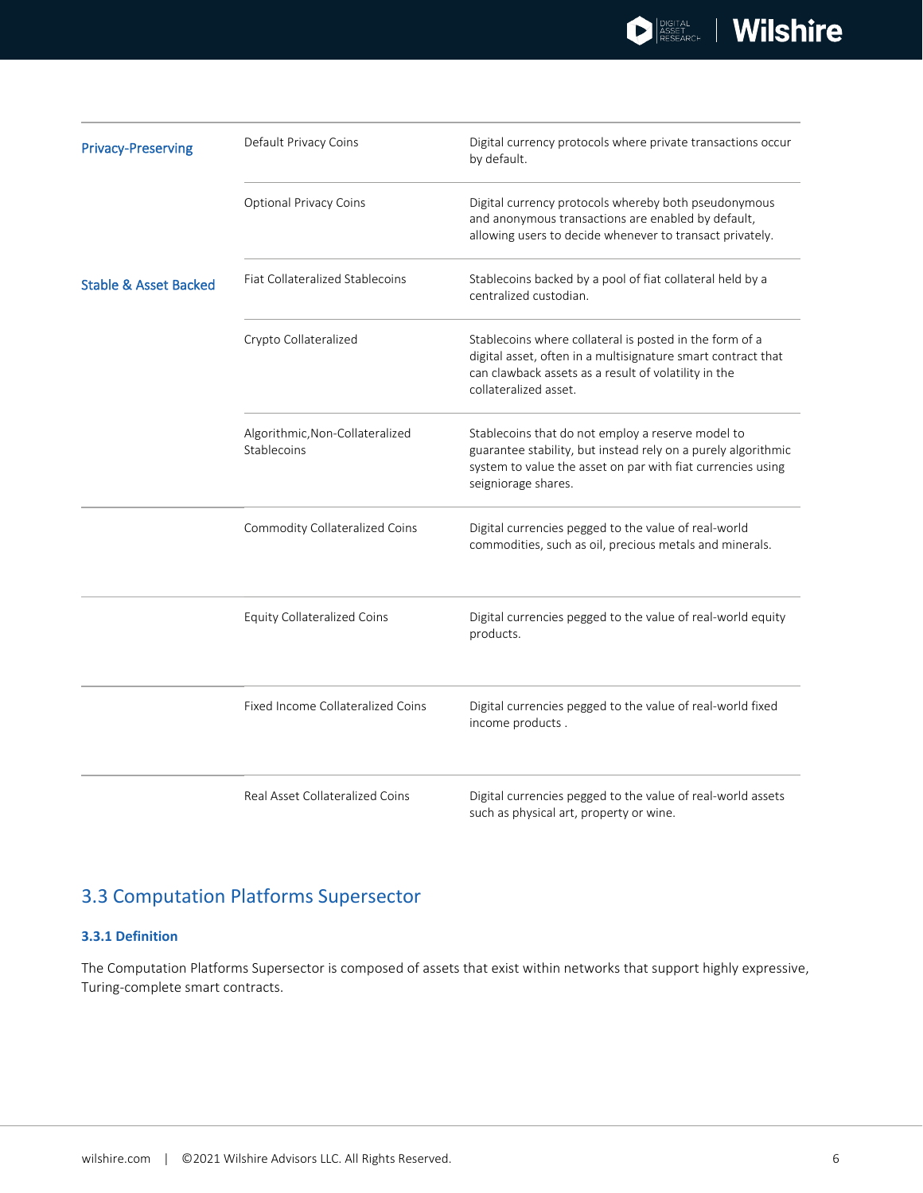| | | |
|---|---|---|
| Privacy-Preserving | Default Privacy Coins | Digital currency protocols where private transactions occur by default. |
| | Optional Privacy Coins | Digital currency protocols whereby both pseudonymous and anonymous transactions are enabled by default, allowing users to decide whenever to transact privately. |
| Stable & Asset Backed | Fiat Collateralized Stablecoins | Stablecoins backed by a pool of fiat collateral held by a centralized custodian. |
| | Crypto Collateralized | Stablecoins where collateral is posted in the form of a digital asset, often in a multisignature smart contract that can clawback assets as a result of volatility in the collateralized asset. |
| | Algorithmic,Non-Collateralized Stablecoins | Stablecoins that do not employ a reserve model to guarantee stability, but instead rely on a purely algorithmic system to value the asset on par with fiat currencies using seigniorage shares. |
| | Commodity Collateralized Coins | Digital currencies pegged to the value of real-world commodities, such as oil, precious metals and minerals. |
| | Equity Collateralized Coins | Digital currencies pegged to the value of real-world equity products. |
| | Fixed Income Collateralized Coins | Digital currencies pegged to the value of real-world fixed income products . |
| | Real Asset Collateralized Coins | Digital currencies pegged to the value of real-world assets such as physical art, property or wine. |

## 3.3 Computation Platforms Supersector

### 3.3.1 Definition

The Computation Platforms Supersector is composed of assets that exist within networks that support highly expressive, Turing-complete smart contracts.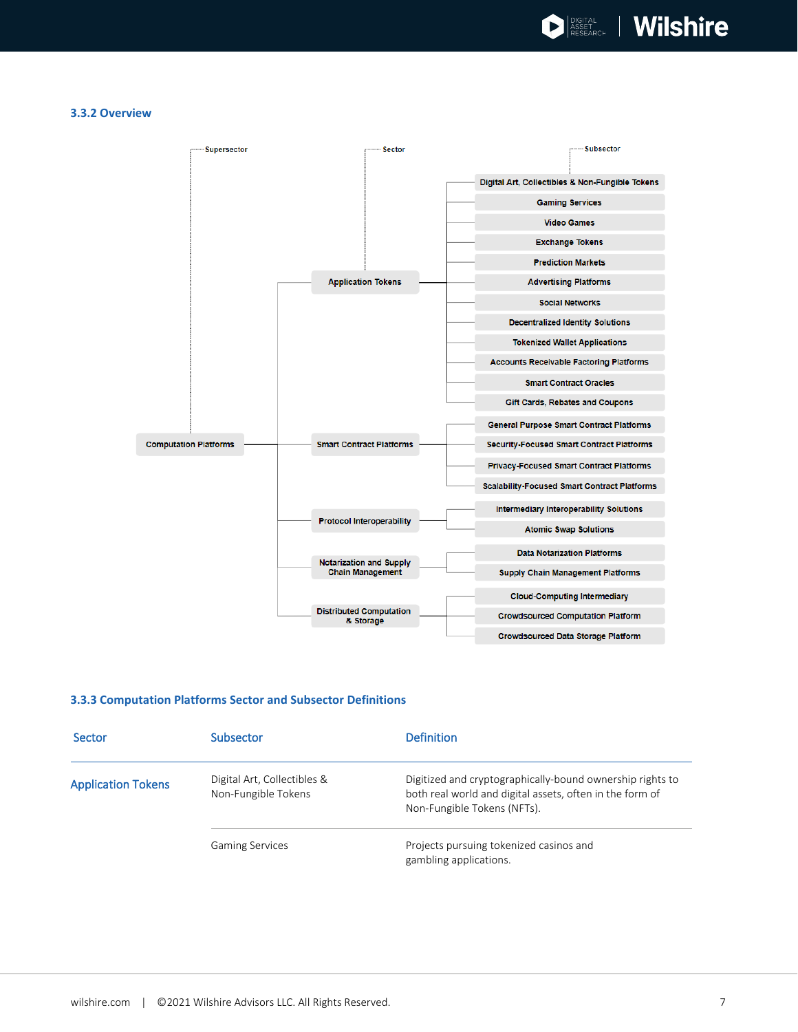### 3.3.2 Overview

- **Supersector:** Computation Platforms
  - **Sector:** Application Tokens
    - **Subsector:** Digital Art, Collectibles & Non-Fungible Tokens
    - Gaming Services
    - Video Games
    - Exchange Tokens
    - Prediction Markets
    - Advertising Platforms
    - Social Networks
    - Decentralized Identity Solutions
    - Tokenized Wallet Applications
    - Accounts Receivable Factoring Platforms
    - Smart Contract Oracles
    - Gift Cards, Rebates and Coupons
  - Smart Contract Platforms
    - General Purpose Smart Contract Platforms
    - Security-Focused Smart Contract Platforms
    - Privacy-Focused Smart Contract Platforms
    - Scalability-Focused Smart Contract Platforms
  - Protocol Interoperability
    - Intermediary Interoperability Solutions
    - Atomic Swap Solutions
  - Notarization and Supply Chain Management
    - Data Notarization Platforms
    - Supply Chain Management Platforms
  - Distributed Computation & Storage
    - Cloud-Computing Intermediary
    - Crowdsourced Computation Platform
    - Crowdsourced Data Storage Platform

### 3.3.3 Computation Platforms Sector and Subsector Definitions

| Sector | Subsector | Definition |
|---|---|---|
| Application Tokens | Digital Art, Collectibles & Non-Fungible Tokens | Digitized and cryptographically-bound ownership rights to both real world and digital assets, often in the form of Non-Fungible Tokens (NFTs). |
| | Gaming Services | Projects pursuing tokenized casinos and gambling applications. |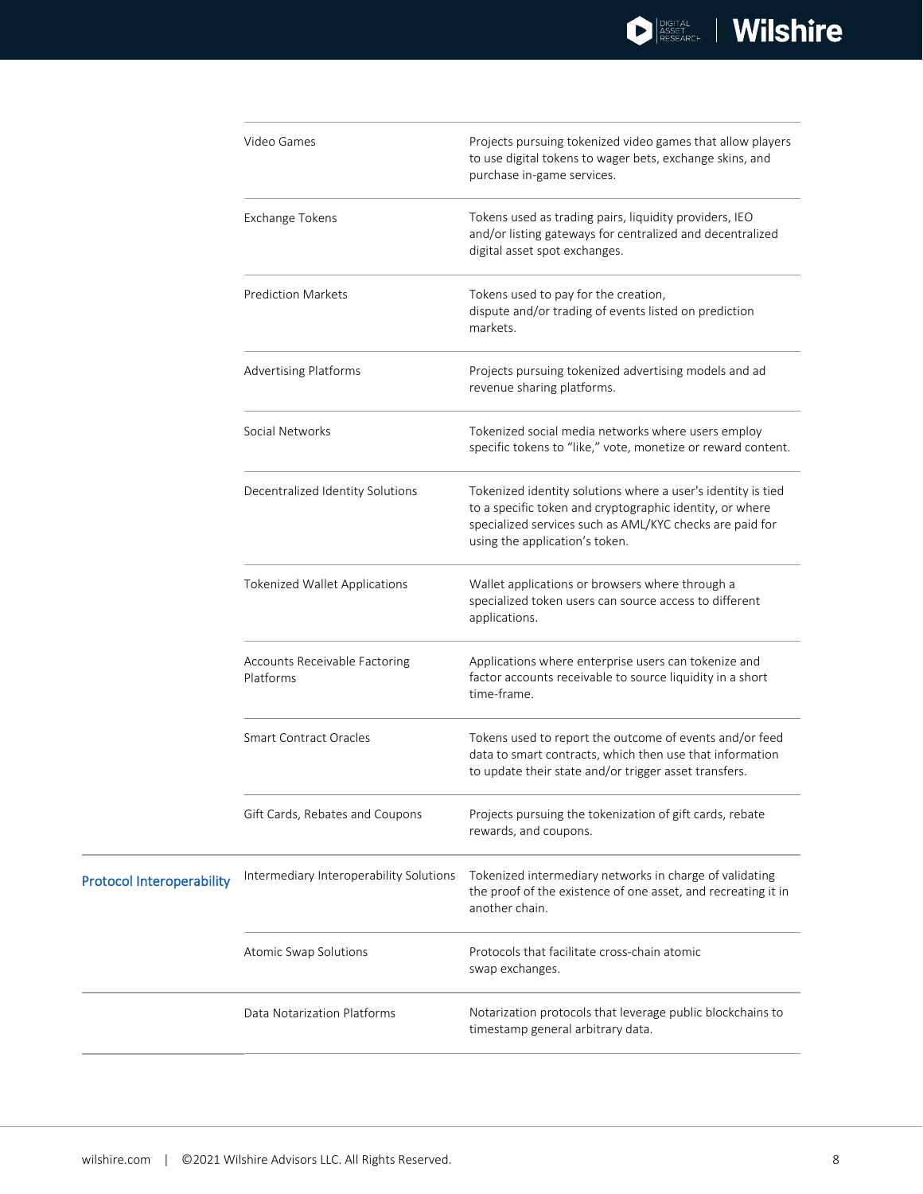| | | |
|---|---|---|
| | Video Games | Projects pursuing tokenized video games that allow players to use digital tokens to wager bets, exchange skins, and purchase in-game services. |
| | Exchange Tokens | Tokens used as trading pairs, liquidity providers, IEO and/or listing gateways for centralized and decentralized digital asset spot exchanges. |
| | Prediction Markets | Tokens used to pay for the creation, dispute and/or trading of events listed on prediction markets. |
| | Advertising Platforms | Projects pursuing tokenized advertising models and ad revenue sharing platforms. |
| | Social Networks | Tokenized social media networks where users employ specific tokens to "like," vote, monetize or reward content. |
| | Decentralized Identity Solutions | Tokenized identity solutions where a user's identity is tied to a specific token and cryptographic identity, or where specialized services such as AML/KYC checks are paid for using the application's token. |
| | Tokenized Wallet Applications | Wallet applications or browsers where through a specialized token users can source access to different applications. |
| | Accounts Receivable Factoring Platforms | Applications where enterprise users can tokenize and factor accounts receivable to source liquidity in a short time-frame. |
| | Smart Contract Oracles | Tokens used to report the outcome of events and/or feed data to smart contracts, which then use that information to update their state and/or trigger asset transfers. |
| | Gift Cards, Rebates and Coupons | Projects pursuing the tokenization of gift cards, rebate rewards, and coupons. |
| **Protocol Interoperability** | Intermediary Interoperability Solutions | Tokenized intermediary networks in charge of validating the proof of the existence of one asset, and recreating it in another chain. |
| | Atomic Swap Solutions | Protocols that facilitate cross-chain atomic swap exchanges. |
| | Data Notarization Platforms | Notarization protocols that leverage public blockchains to timestamp general arbitrary data. |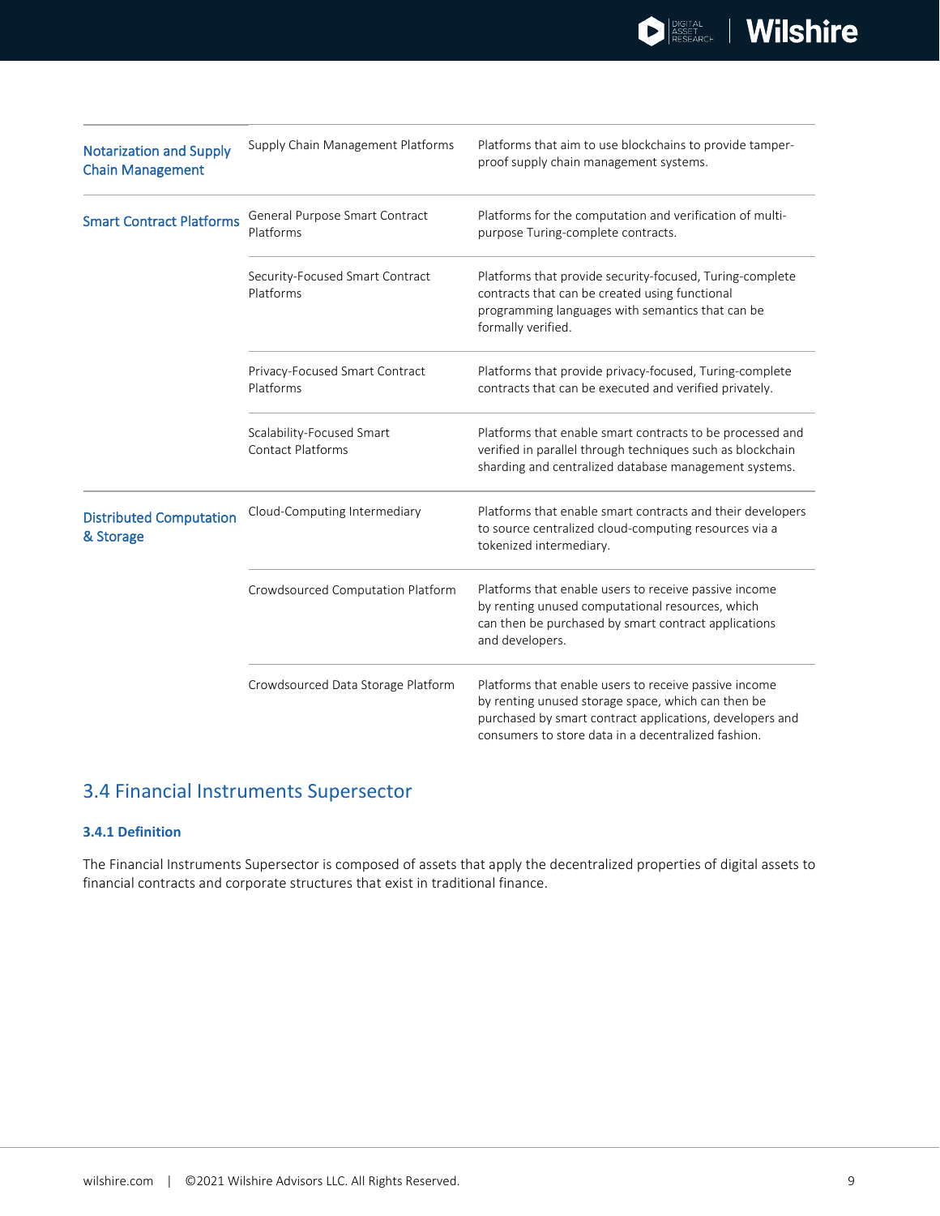| | | |
|---|---|---|
| Notarization and Supply Chain Management | Supply Chain Management Platforms | Platforms that aim to use blockchains to provide tamper-proof supply chain management systems. |
| Smart Contract Platforms | General Purpose Smart Contract Platforms | Platforms for the computation and verification of multi-purpose Turing-complete contracts. |
| | Security-Focused Smart Contract Platforms | Platforms that provide security-focused, Turing-complete contracts that can be created using functional programming languages with semantics that can be formally verified. |
| | Privacy-Focused Smart Contract Platforms | Platforms that provide privacy-focused, Turing-complete contracts that can be executed and verified privately. |
| | Scalability-Focused Smart Contact Platforms | Platforms that enable smart contracts to be processed and verified in parallel through techniques such as blockchain sharding and centralized database management systems. |
| Distributed Computation & Storage | Cloud-Computing Intermediary | Platforms that enable smart contracts and their developers to source centralized cloud-computing resources via a tokenized intermediary. |
| | Crowdsourced Computation Platform | Platforms that enable users to receive passive income by renting unused computational resources, which can then be purchased by smart contract applications and developers. |
| | Crowdsourced Data Storage Platform | Platforms that enable users to receive passive income by renting unused storage space, which can then be purchased by smart contract applications, developers and consumers to store data in a decentralized fashion. |

## 3.4 Financial Instruments Supersector

### 3.4.1 Definition

The Financial Instruments Supersector is composed of assets that apply the decentralized properties of digital assets to financial contracts and corporate structures that exist in traditional finance.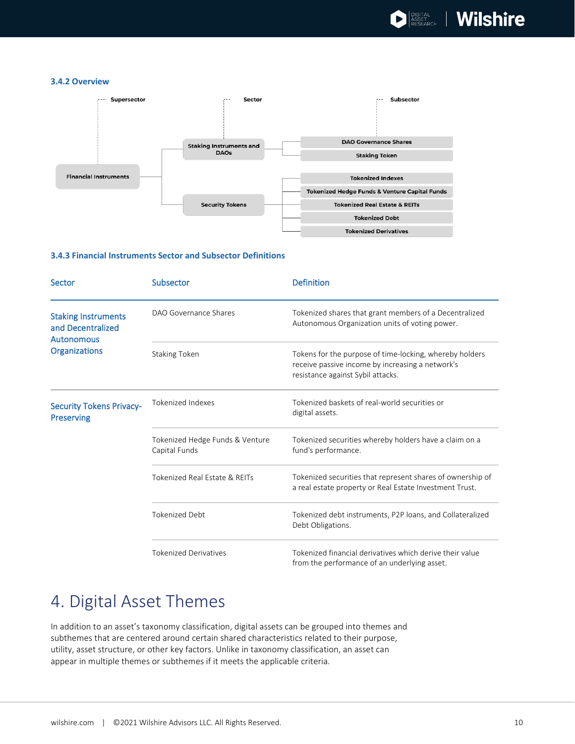### 3.4.2 Overview

Supersector | Sector | Subsector

- Financial Instruments
  - Staking Instruments and DAOs
    - DAO Governance Shares
    - Staking Token
  - Security Tokens
    - Tokenized Indexes
    - Tokenized Hedge Funds & Venture Capital Funds
    - Tokenized Real Estate & REITs
    - Tokenized Debt
    - Tokenized Derivatives

### 3.4.3 Financial Instruments Sector and Subsector Definitions

| Sector | Subsector | Definition |
|---|---|---|
| Staking Instruments and Decentralized Autonomous Organizations | DAO Governance Shares | Tokenized shares that grant members of a Decentralized Autonomous Organization units of voting power. |
| | Staking Token | Tokens for the purpose of time-locking, whereby holders receive passive income by increasing a network's resistance against Sybil attacks. |
| Security Tokens Privacy-Preserving | Tokenized Indexes | Tokenized baskets of real-world securities or digital assets. |
| | Tokenized Hedge Funds & Venture Capital Funds | Tokenized securities whereby holders have a claim on a fund's performance. |
| | Tokenized Real Estate & REITs | Tokenized securities that represent shares of ownership of a real estate property or Real Estate Investment Trust. |
| | Tokenized Debt | Tokenized debt instruments, P2P loans, and Collateralized Debt Obligations. |
| | Tokenized Derivatives | Tokenized financial derivatives which derive their value from the performance of an underlying asset. |

# 4. Digital Asset Themes

In addition to an asset's taxonomy classification, digital assets can be grouped into themes and subthemes that are centered around certain shared characteristics related to their purpose, utility, asset structure, or other key factors. Unlike in taxonomy classification, an asset can appear in multiple themes or subthemes if it meets the applicable criteria.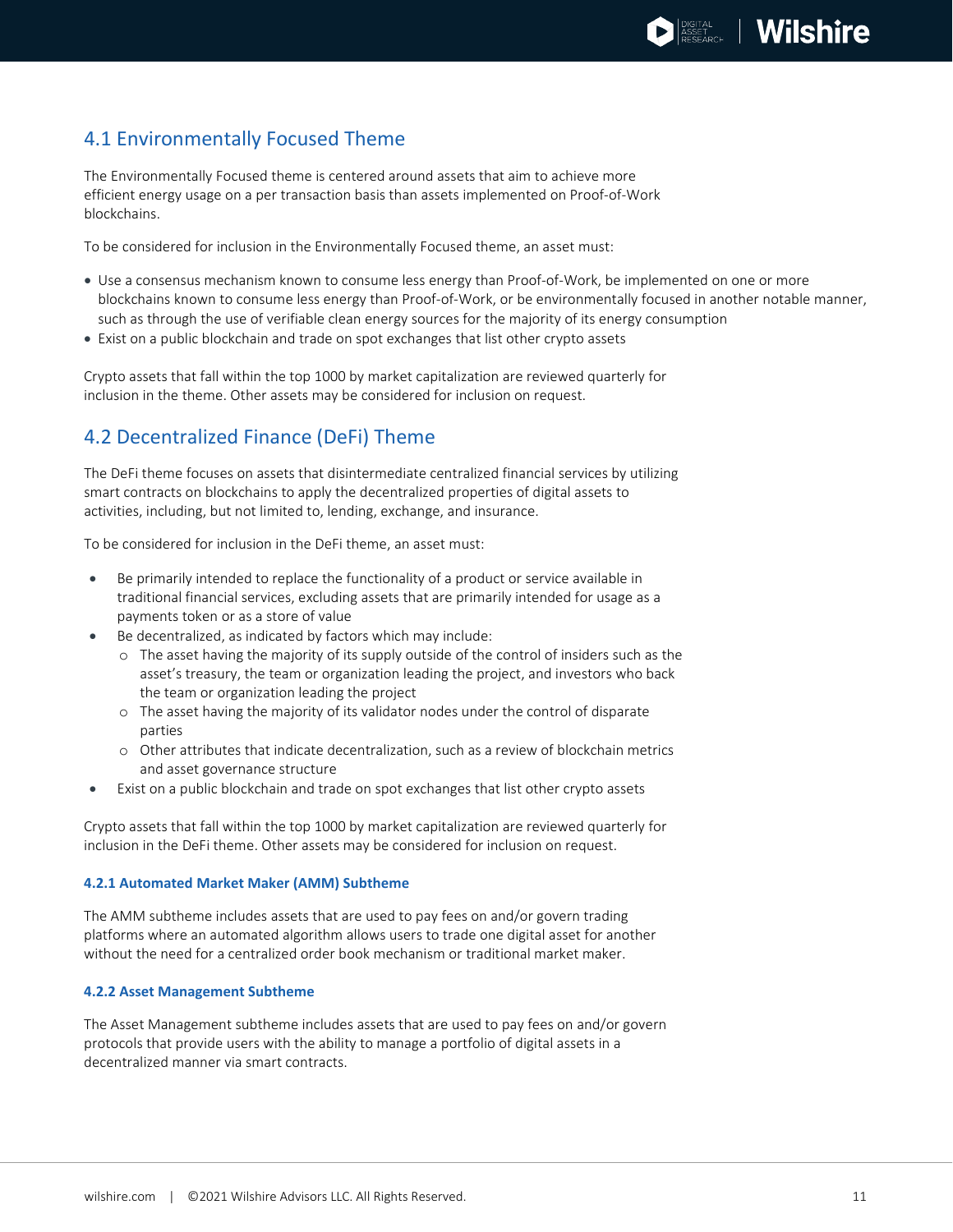## 4.1 Environmentally Focused Theme

The Environmentally Focused theme is centered around assets that aim to achieve more efficient energy usage on a per transaction basis than assets implemented on Proof-of-Work blockchains.

To be considered for inclusion in the Environmentally Focused theme, an asset must:

- Use a consensus mechanism known to consume less energy than Proof-of-Work, be implemented on one or more blockchains known to consume less energy than Proof-of-Work, or be environmentally focused in another notable manner, such as through the use of verifiable clean energy sources for the majority of its energy consumption
- Exist on a public blockchain and trade on spot exchanges that list other crypto assets

Crypto assets that fall within the top 1000 by market capitalization are reviewed quarterly for inclusion in the theme. Other assets may be considered for inclusion on request.

## 4.2 Decentralized Finance (DeFi) Theme

The DeFi theme focuses on assets that disintermediate centralized financial services by utilizing smart contracts on blockchains to apply the decentralized properties of digital assets to activities, including, but not limited to, lending, exchange, and insurance.

To be considered for inclusion in the DeFi theme, an asset must:

- Be primarily intended to replace the functionality of a product or service available in traditional financial services, excluding assets that are primarily intended for usage as a payments token or as a store of value
- Be decentralized, as indicated by factors which may include:
  - The asset having the majority of its supply outside of the control of insiders such as the asset's treasury, the team or organization leading the project, and investors who back the team or organization leading the project
  - The asset having the majority of its validator nodes under the control of disparate parties
  - Other attributes that indicate decentralization, such as a review of blockchain metrics and asset governance structure
- Exist on a public blockchain and trade on spot exchanges that list other crypto assets

Crypto assets that fall within the top 1000 by market capitalization are reviewed quarterly for inclusion in the DeFi theme. Other assets may be considered for inclusion on request.

### 4.2.1 Automated Market Maker (AMM) Subtheme

The AMM subtheme includes assets that are used to pay fees on and/or govern trading platforms where an automated algorithm allows users to trade one digital asset for another without the need for a centralized order book mechanism or traditional market maker.

### 4.2.2 Asset Management Subtheme

The Asset Management subtheme includes assets that are used to pay fees on and/or govern protocols that provide users with the ability to manage a portfolio of digital assets in a decentralized manner via smart contracts.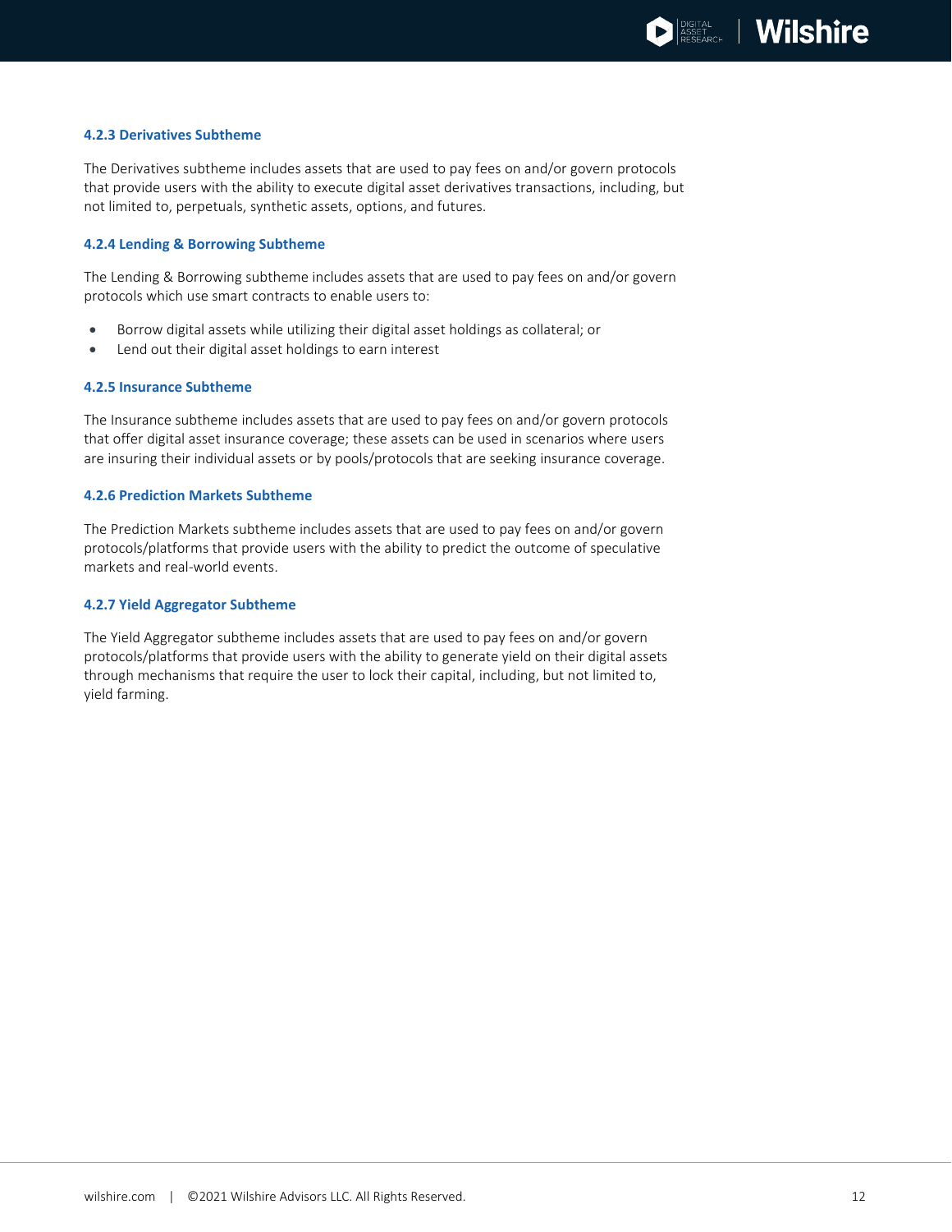### 4.2.3 Derivatives Subtheme

The Derivatives subtheme includes assets that are used to pay fees on and/or govern protocols that provide users with the ability to execute digital asset derivatives transactions, including, but not limited to, perpetuals, synthetic assets, options, and futures.

### 4.2.4 Lending & Borrowing Subtheme

The Lending & Borrowing subtheme includes assets that are used to pay fees on and/or govern protocols which use smart contracts to enable users to:

- Borrow digital assets while utilizing their digital asset holdings as collateral; or
- Lend out their digital asset holdings to earn interest

### 4.2.5 Insurance Subtheme

The Insurance subtheme includes assets that are used to pay fees on and/or govern protocols that offer digital asset insurance coverage; these assets can be used in scenarios where users are insuring their individual assets or by pools/protocols that are seeking insurance coverage.

### 4.2.6 Prediction Markets Subtheme

The Prediction Markets subtheme includes assets that are used to pay fees on and/or govern protocols/platforms that provide users with the ability to predict the outcome of speculative markets and real-world events.

### 4.2.7 Yield Aggregator Subtheme

The Yield Aggregator subtheme includes assets that are used to pay fees on and/or govern protocols/platforms that provide users with the ability to generate yield on their digital assets through mechanisms that require the user to lock their capital, including, but not limited to, yield farming.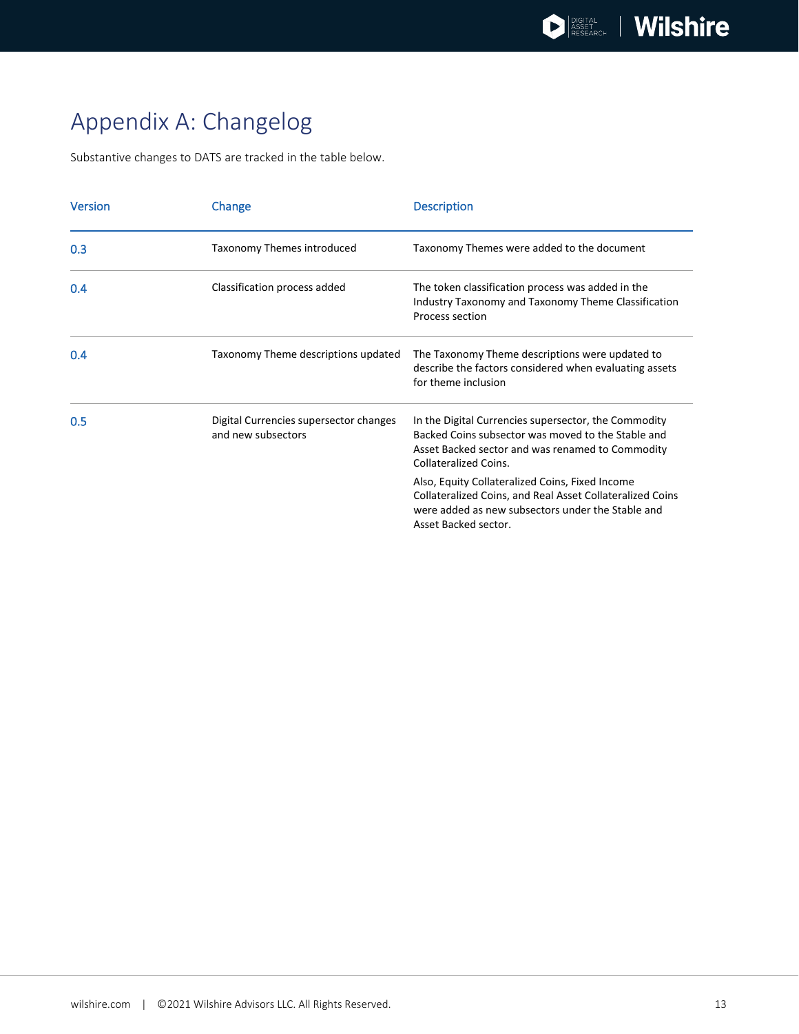# Appendix A: Changelog

Substantive changes to DATS are tracked in the table below.

| Version | Change | Description |
|---|---|---|
| 0.3 | Taxonomy Themes introduced | Taxonomy Themes were added to the document |
| 0.4 | Classification process added | The token classification process was added in the Industry Taxonomy and Taxonomy Theme Classification Process section |
| 0.4 | Taxonomy Theme descriptions updated | The Taxonomy Theme descriptions were updated to describe the factors considered when evaluating assets for theme inclusion |
| 0.5 | Digital Currencies supersector changes and new subsectors | In the Digital Currencies supersector, the Commodity Backed Coins subsector was moved to the Stable and Asset Backed sector and was renamed to Commodity Collateralized Coins.<br><br>Also, Equity Collateralized Coins, Fixed Income Collateralized Coins, and Real Asset Collateralized Coins were added as new subsectors under the Stable and Asset Backed sector. |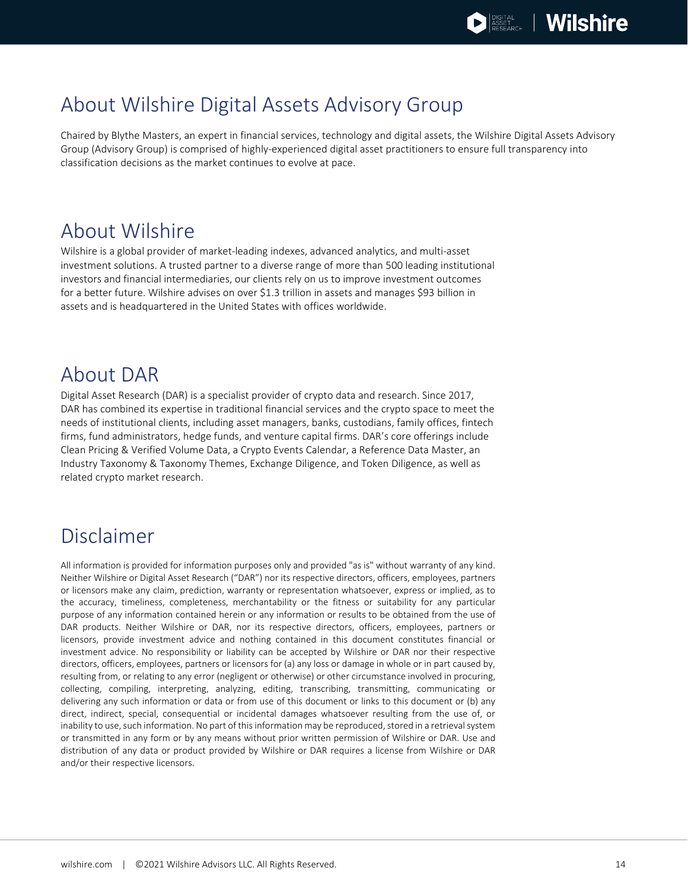## About Wilshire Digital Assets Advisory Group

Chaired by Blythe Masters, an expert in financial services, technology and digital assets, the Wilshire Digital Assets Advisory Group (Advisory Group) is comprised of highly-experienced digital asset practitioners to ensure full transparency into classification decisions as the market continues to evolve at pace.

## About Wilshire

Wilshire is a global provider of market-leading indexes, advanced analytics, and multi-asset investment solutions. A trusted partner to a diverse range of more than 500 leading institutional investors and financial intermediaries, our clients rely on us to improve investment outcomes for a better future. Wilshire advises on over $1.3 trillion in assets and manages $93 billion in assets and is headquartered in the United States with offices worldwide.

## About DAR

Digital Asset Research (DAR) is a specialist provider of crypto data and research. Since 2017, DAR has combined its expertise in traditional financial services and the crypto space to meet the needs of institutional clients, including asset managers, banks, custodians, family offices, fintech firms, fund administrators, hedge funds, and venture capital firms. DAR's core offerings include Clean Pricing & Verified Volume Data, a Crypto Events Calendar, a Reference Data Master, an Industry Taxonomy & Taxonomy Themes, Exchange Diligence, and Token Diligence, as well as related crypto market research.

## Disclaimer

All information is provided for information purposes only and provided "as is" without warranty of any kind. Neither Wilshire or Digital Asset Research ("DAR") nor its respective directors, officers, employees, partners or licensors make any claim, prediction, warranty or representation whatsoever, express or implied, as to the accuracy, timeliness, completeness, merchantability or the fitness or suitability for any particular purpose of any information contained herein or any information or results to be obtained from the use of DAR products. Neither Wilshire or DAR, nor its respective directors, officers, employees, partners or licensors, provide investment advice and nothing contained in this document constitutes financial or investment advice. No responsibility or liability can be accepted by Wilshire or DAR nor their respective directors, officers, employees, partners or licensors for (a) any loss or damage in whole or in part caused by, resulting from, or relating to any error (negligent or otherwise) or other circumstance involved in procuring, collecting, compiling, interpreting, analyzing, editing, transcribing, transmitting, communicating or delivering any such information or data or from use of this document or links to this document or (b) any direct, indirect, special, consequential or incidental damages whatsoever resulting from the use of, or inability to use, such information. No part of this information may be reproduced, stored in a retrieval system or transmitted in any form or by any means without prior written permission of Wilshire or DAR. Use and distribution of any data or product provided by Wilshire or DAR requires a license from Wilshire or DAR and/or their respective licensors.